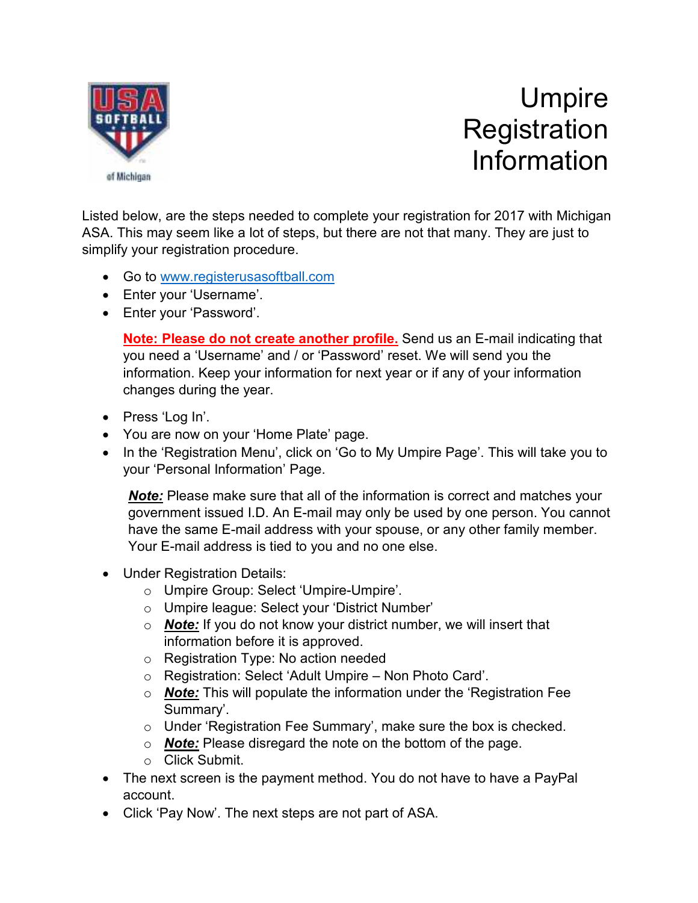# Umpire Registration Information

Listed below, are the steps needed to complete your registration for 2017 with Michigan ASA. This may seem like a lot of steps, but there are not that many. They are just to simplify your registration procedure.

- Go to [www.registerusasoftball.com](http://www.registerusasoftball.com)
- Enter your 'Username'.
- Enter your 'Password'.

  **Note: Please do not create another profile.** Send us an E-mail indicating that you need a 'Username' and / or 'Password' reset. We will send you the information. Keep your information for next year or if any of your information changes during the year.

- Press 'Log In'.
- You are now on your 'Home Plate' page.
- In the 'Registration Menu', click on 'Go to My Umpire Page'. This will take you to your 'Personal Information' Page.

  ***Note:*** Please make sure that all of the information is correct and matches your government issued I.D. An E-mail may only be used by one person. You cannot have the same E-mail address with your spouse, or any other family member. Your E-mail address is tied to you and no one else.

- Under Registration Details:
  - Umpire Group: Select 'Umpire-Umpire'.
  - Umpire league: Select your 'District Number'
  - ***Note:*** If you do not know your district number, we will insert that information before it is approved.
  - Registration Type: No action needed
  - Registration: Select 'Adult Umpire – Non Photo Card'.
  - ***Note:*** This will populate the information under the 'Registration Fee Summary'.
  - Under 'Registration Fee Summary', make sure the box is checked.
  - ***Note:*** Please disregard the note on the bottom of the page.
  - Click Submit.
- The next screen is the payment method. You do not have to have a PayPal account.
- Click 'Pay Now'. The next steps are not part of ASA.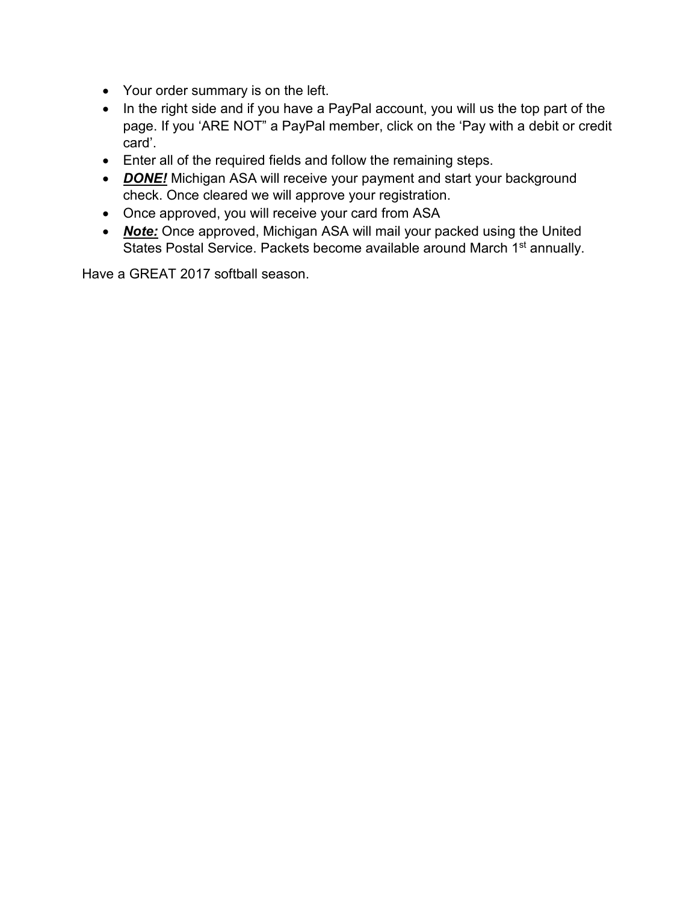- Your order summary is on the left.
- In the right side and if you have a PayPal account, you will us the top part of the page. If you 'ARE NOT" a PayPal member, click on the 'Pay with a debit or credit card'.
- Enter all of the required fields and follow the remaining steps.
- ***DONE!*** Michigan ASA will receive your payment and start your background check. Once cleared we will approve your registration.
- Once approved, you will receive your card from ASA
- ***Note:*** Once approved, Michigan ASA will mail your packed using the United States Postal Service. Packets become available around March 1st annually.

Have a GREAT 2017 softball season.